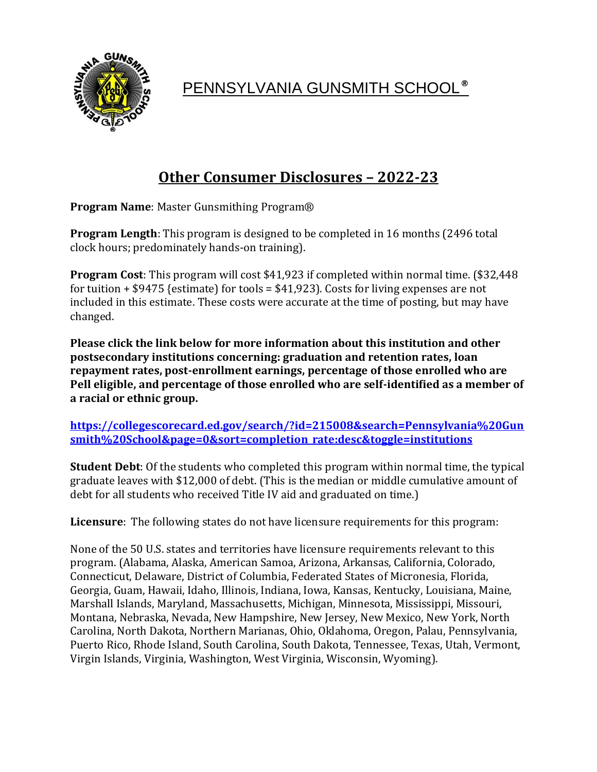# PENNSYLVANIA GUNSMITH SCHOOL®

## Other Consumer Disclosures – 2022-23

**Program Name**: Master Gunsmithing Program®

**Program Length**: This program is designed to be completed in 16 months (2496 total clock hours; predominately hands-on training).

**Program Cost**: This program will cost $41,923 if completed within normal time. ($32,448 for tuition + $9475 {estimate} for tools = $41,923). Costs for living expenses are not included in this estimate. These costs were accurate at the time of posting, but may have changed.

**Please click the link below for more information about this institution and other postsecondary institutions concerning: graduation and retention rates, loan repayment rates, post-enrollment earnings, percentage of those enrolled who are Pell eligible, and percentage of those enrolled who are self-identified as a member of a racial or ethnic group.**

**https://collegescorecard.ed.gov/search/?id=215008&search=Pennsylvania%20Gunsmith%20School&page=0&sort=completion_rate:desc&toggle=institutions**

**Student Debt**: Of the students who completed this program within normal time, the typical graduate leaves with $12,000 of debt. (This is the median or middle cumulative amount of debt for all students who received Title IV aid and graduated on time.)

**Licensure**: The following states do not have licensure requirements for this program:

None of the 50 U.S. states and territories have licensure requirements relevant to this program. (Alabama, Alaska, American Samoa, Arizona, Arkansas, California, Colorado, Connecticut, Delaware, District of Columbia, Federated States of Micronesia, Florida, Georgia, Guam, Hawaii, Idaho, Illinois, Indiana, Iowa, Kansas, Kentucky, Louisiana, Maine, Marshall Islands, Maryland, Massachusetts, Michigan, Minnesota, Mississippi, Missouri, Montana, Nebraska, Nevada, New Hampshire, New Jersey, New Mexico, New York, North Carolina, North Dakota, Northern Marianas, Ohio, Oklahoma, Oregon, Palau, Pennsylvania, Puerto Rico, Rhode Island, South Carolina, South Dakota, Tennessee, Texas, Utah, Vermont, Virgin Islands, Virginia, Washington, West Virginia, Wisconsin, Wyoming).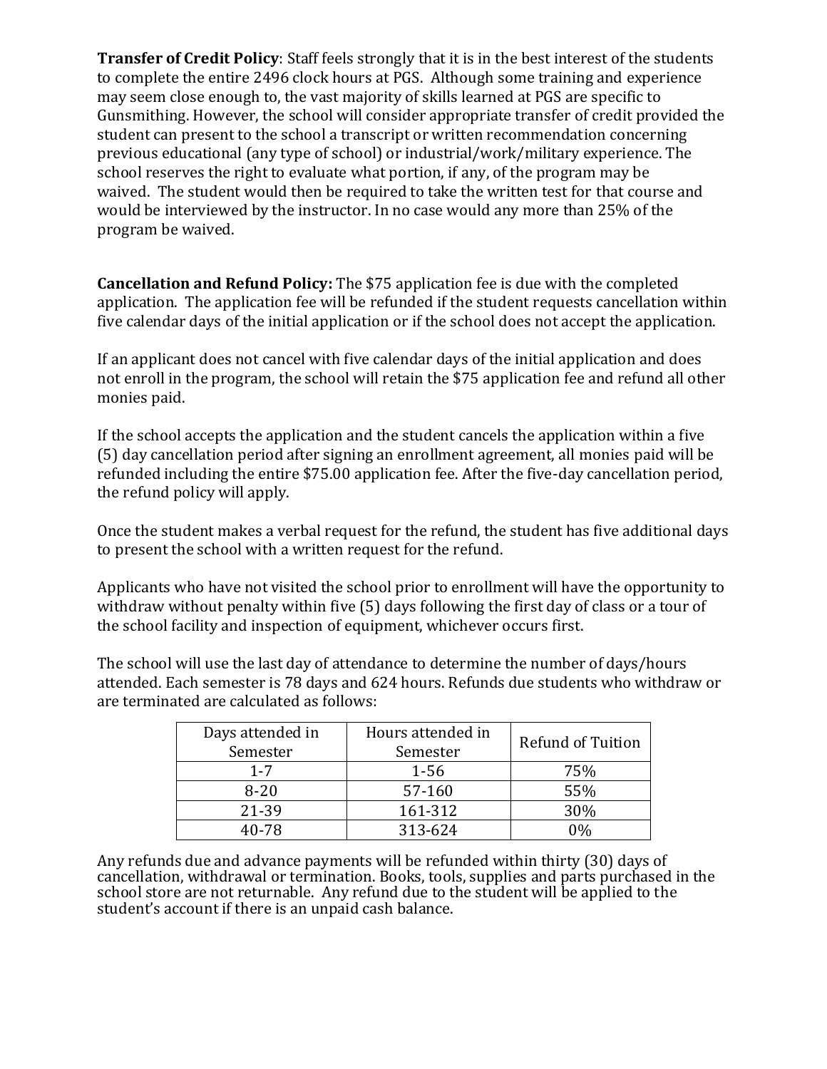**Transfer of Credit Policy**: Staff feels strongly that it is in the best interest of the students to complete the entire 2496 clock hours at PGS. Although some training and experience may seem close enough to, the vast majority of skills learned at PGS are specific to Gunsmithing. However, the school will consider appropriate transfer of credit provided the student can present to the school a transcript or written recommendation concerning previous educational (any type of school) or industrial/work/military experience. The school reserves the right to evaluate what portion, if any, of the program may be waived. The student would then be required to take the written test for that course and would be interviewed by the instructor. In no case would any more than 25% of the program be waived.

**Cancellation and Refund Policy:** The $75 application fee is due with the completed application. The application fee will be refunded if the student requests cancellation within five calendar days of the initial application or if the school does not accept the application.

If an applicant does not cancel with five calendar days of the initial application and does not enroll in the program, the school will retain the $75 application fee and refund all other monies paid.

If the school accepts the application and the student cancels the application within a five (5) day cancellation period after signing an enrollment agreement, all monies paid will be refunded including the entire $75.00 application fee. After the five-day cancellation period, the refund policy will apply.

Once the student makes a verbal request for the refund, the student has five additional days to present the school with a written request for the refund.

Applicants who have not visited the school prior to enrollment will have the opportunity to withdraw without penalty within five (5) days following the first day of class or a tour of the school facility and inspection of equipment, whichever occurs first.

The school will use the last day of attendance to determine the number of days/hours attended. Each semester is 78 days and 624 hours. Refunds due students who withdraw or are terminated are calculated as follows:

| Days attended in Semester | Hours attended in Semester | Refund of Tuition |
|---|---|---|
| 1-7 | 1-56 | 75% |
| 8-20 | 57-160 | 55% |
| 21-39 | 161-312 | 30% |
| 40-78 | 313-624 | 0% |

Any refunds due and advance payments will be refunded within thirty (30) days of cancellation, withdrawal or termination. Books, tools, supplies and parts purchased in the school store are not returnable. Any refund due to the student will be applied to the student's account if there is an unpaid cash balance.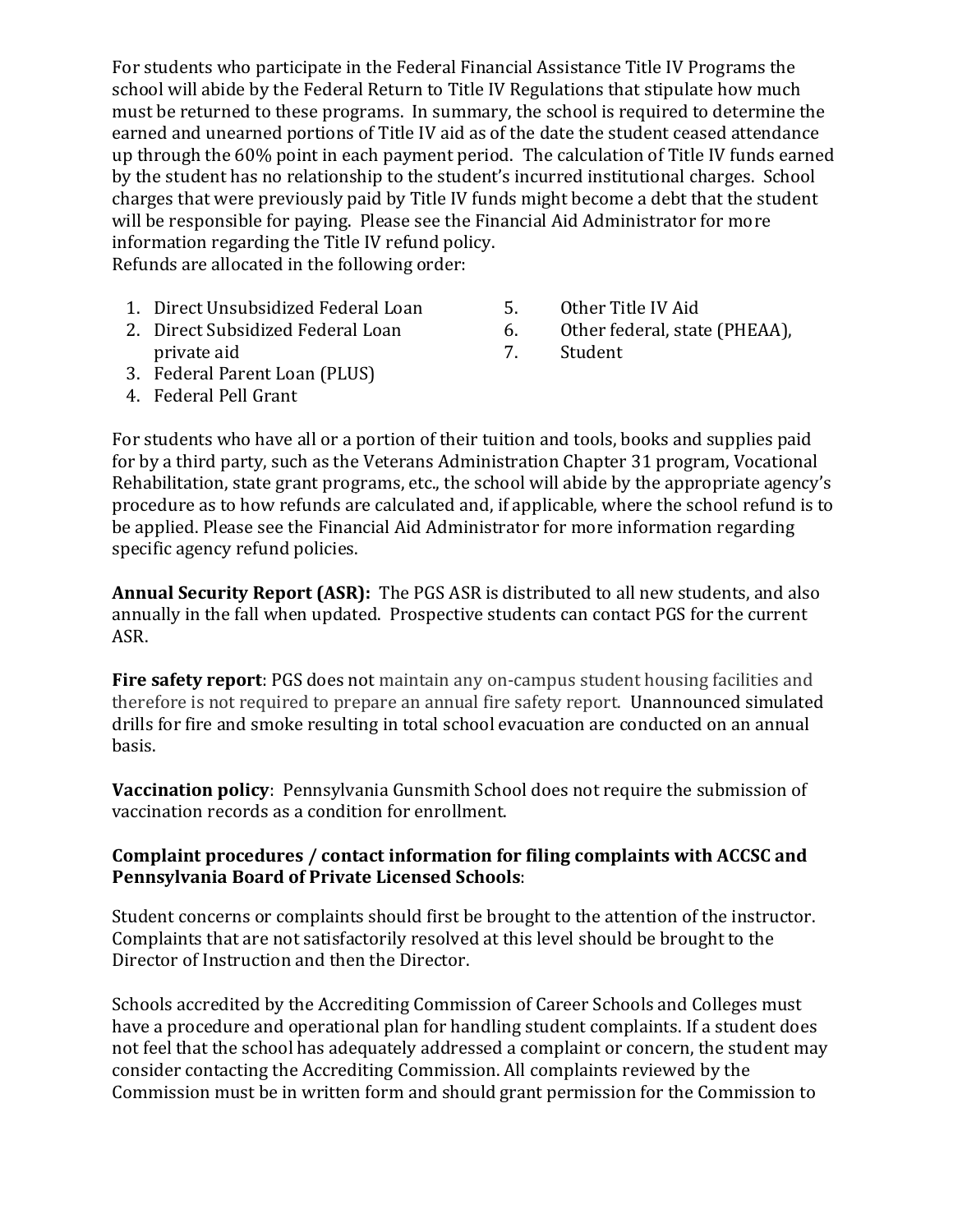For students who participate in the Federal Financial Assistance Title IV Programs the school will abide by the Federal Return to Title IV Regulations that stipulate how much must be returned to these programs. In summary, the school is required to determine the earned and unearned portions of Title IV aid as of the date the student ceased attendance up through the 60% point in each payment period. The calculation of Title IV funds earned by the student has no relationship to the student's incurred institutional charges. School charges that were previously paid by Title IV funds might become a debt that the student will be responsible for paying. Please see the Financial Aid Administrator for more information regarding the Title IV refund policy.
Refunds are allocated in the following order:

1. Direct Unsubsidized Federal Loan
2. Direct Subsidized Federal Loan
3. Federal Parent Loan (PLUS)
4. Federal Pell Grant
5. Other Title IV Aid
6. Other federal, state (PHEAA), private aid
7. Student

For students who have all or a portion of their tuition and tools, books and supplies paid for by a third party, such as the Veterans Administration Chapter 31 program, Vocational Rehabilitation, state grant programs, etc., the school will abide by the appropriate agency's procedure as to how refunds are calculated and, if applicable, where the school refund is to be applied. Please see the Financial Aid Administrator for more information regarding specific agency refund policies.

**Annual Security Report (ASR):** The PGS ASR is distributed to all new students, and also annually in the fall when updated. Prospective students can contact PGS for the current ASR.

**Fire safety report**: PGS does not maintain any on-campus student housing facilities and therefore is not required to prepare an annual fire safety report. Unannounced simulated drills for fire and smoke resulting in total school evacuation are conducted on an annual basis.

**Vaccination policy**: Pennsylvania Gunsmith School does not require the submission of vaccination records as a condition for enrollment.

**Complaint procedures / contact information for filing complaints with ACCSC and Pennsylvania Board of Private Licensed Schools**:

Student concerns or complaints should first be brought to the attention of the instructor. Complaints that are not satisfactorily resolved at this level should be brought to the Director of Instruction and then the Director.

Schools accredited by the Accrediting Commission of Career Schools and Colleges must have a procedure and operational plan for handling student complaints. If a student does not feel that the school has adequately addressed a complaint or concern, the student may consider contacting the Accrediting Commission. All complaints reviewed by the Commission must be in written form and should grant permission for the Commission to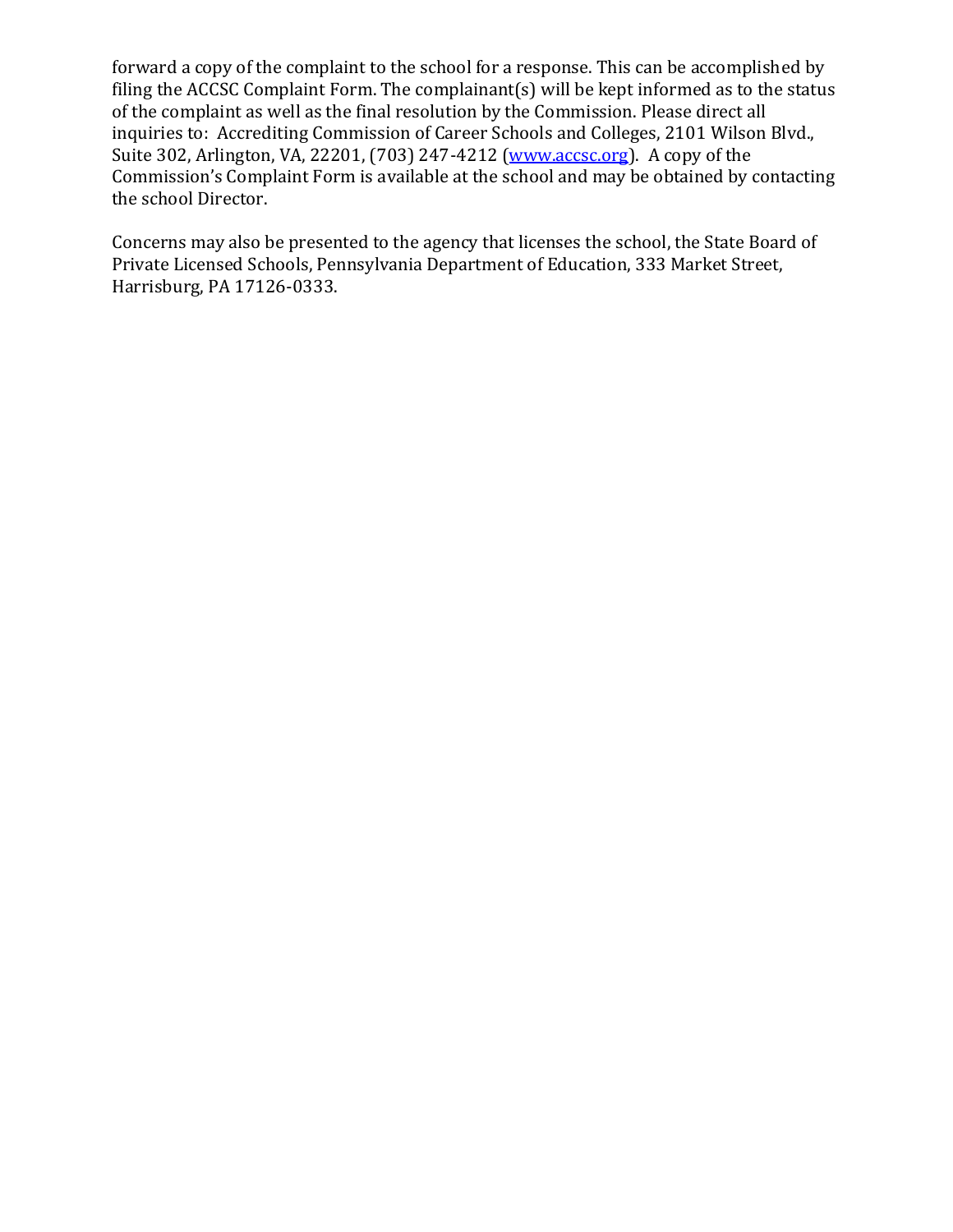forward a copy of the complaint to the school for a response. This can be accomplished by filing the ACCSC Complaint Form. The complainant(s) will be kept informed as to the status of the complaint as well as the final resolution by the Commission. Please direct all inquiries to: Accrediting Commission of Career Schools and Colleges, 2101 Wilson Blvd., Suite 302, Arlington, VA, 22201, (703) 247-4212 (www.accsc.org). A copy of the Commission's Complaint Form is available at the school and may be obtained by contacting the school Director.

Concerns may also be presented to the agency that licenses the school, the State Board of Private Licensed Schools, Pennsylvania Department of Education, 333 Market Street, Harrisburg, PA 17126-0333.